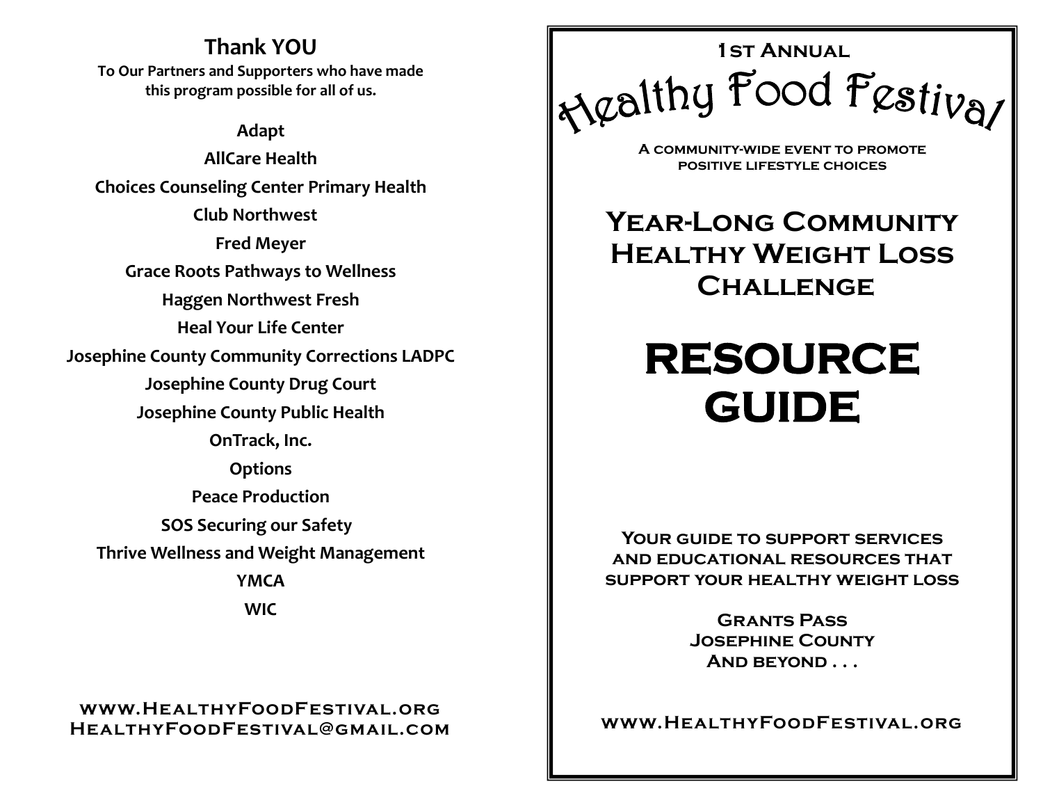## Thank YOU

**To Our Partners and Supporters who have made this program possible for all of us.**

**Adapt**

**AllCare Health**

**Choices Counseling Center Primary Health**

**Club Northwest**

**Fred Meyer**

**Grace Roots Pathways to Wellness**

**Haggen Northwest Fresh**

**Heal Your Life Center**

**Josephine County Community Corrections LADPC**

**Josephine County Drug Court**

**Josephine County Public Health**

**OnTrack, Inc.**

**Options**

**Peace Production**

**SOS Securing our Safety**

**Thrive Wellness and Weight Management**

**YMCA**

**WIC**

**www.HealthyFoodFestival.org**
**HealthyFoodFestival@gmail.com**

---

**1st Annual**

# Healthy Food Festival

**A community-wide event to promote positive lifestyle choices**

## Year-Long Community Healthy Weight Loss Challenge

# RESOURCE GUIDE

**Your guide to support services and educational resources that support your healthy weight loss**

**Grants Pass**
**Josephine County**
**And beyond . . .**

**www.HealthyFoodFestival.org**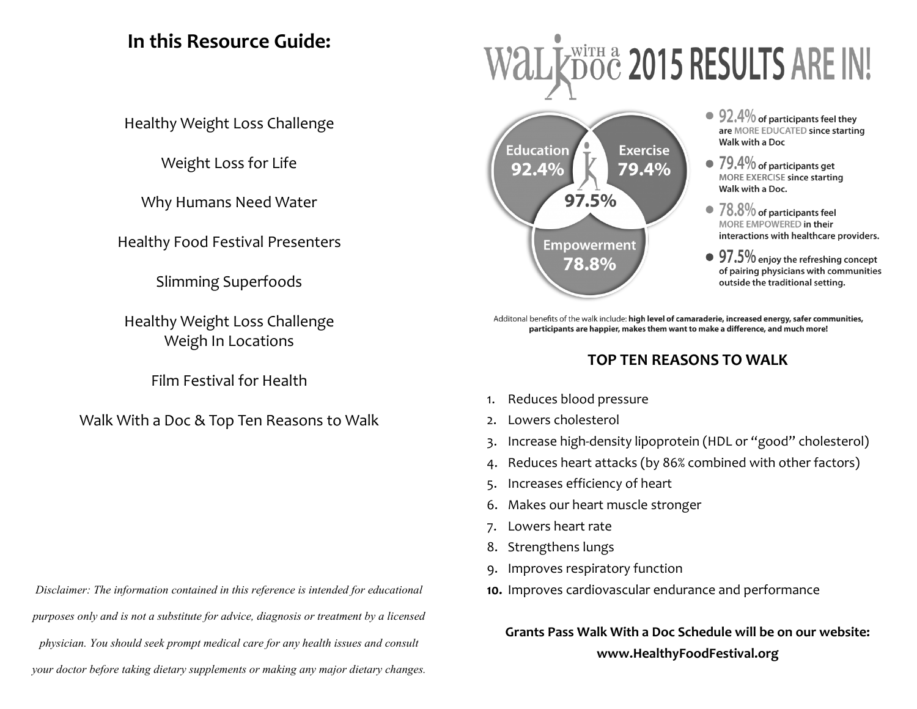## In this Resource Guide:

Healthy Weight Loss Challenge

Weight Loss for Life

Why Humans Need Water

Healthy Food Festival Presenters

Slimming Superfoods

Healthy Weight Loss Challenge
Weigh In Locations

Film Festival for Health

Walk With a Doc & Top Ten Reasons to Walk

*Disclaimer: The information contained in this reference is intended for educational purposes only and is not a substitute for advice, diagnosis or treatment by a licensed physician. You should seek prompt medical care for any health issues and consult your doctor before taking dietary supplements or making any major dietary changes.*

# Walk with a Doc 2015 RESULTS ARE IN!

Education 92.4%

Exercise 79.4%

97.5%

Empowerment 78.8%

- **92.4%** of participants feel they are MORE EDUCATED since starting Walk with a Doc
- **79.4%** of participants get MORE EXERCISE since starting Walk with a Doc.
- **78.8%** of participants feel MORE EMPOWERED in their interactions with healthcare providers.
- **97.5%** enjoy the refreshing concept of pairing physicians with communities outside the traditional setting.

Additonal benefits of the walk include: **high level of camaraderie, increased energy, safer communities, participants are happier, makes them want to make a difference, and much more!**

### TOP TEN REASONS TO WALK

1. Reduces blood pressure
2. Lowers cholesterol
3. Increase high-density lipoprotein (HDL or "good" cholesterol)
4. Reduces heart attacks (by 86% combined with other factors)
5. Increases efficiency of heart
6. Makes our heart muscle stronger
7. Lowers heart rate
8. Strengthens lungs
9. Improves respiratory function
10. Improves cardiovascular endurance and performance

**Grants Pass Walk With a Doc Schedule will be on our website: www.HealthyFoodFestival.org**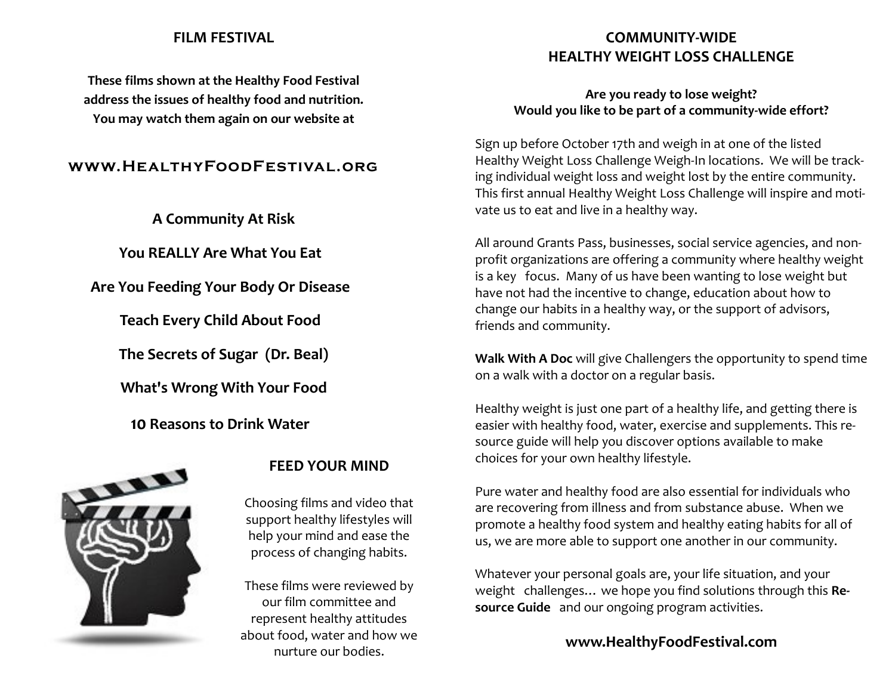## FILM FESTIVAL

**These films shown at the Healthy Food Festival address the issues of healthy food and nutrition. You may watch them again on our website at**

### www.HealthyFoodFestival.org

**A Community At Risk**

**You REALLY Are What You Eat**

**Are You Feeding Your Body Or Disease**

**Teach Every Child About Food**

**The Secrets of Sugar (Dr. Beal)**

**What's Wrong With Your Food**

**10 Reasons to Drink Water**

### FEED YOUR MIND

Choosing films and video that support healthy lifestyles will help your mind and ease the process of changing habits.

These films were reviewed by our film committee and represent healthy attitudes about food, water and how we nurture our bodies.

## COMMUNITY-WIDE HEALTHY WEIGHT LOSS CHALLENGE

**Are you ready to lose weight?**
**Would you like to be part of a community-wide effort?**

Sign up before October 17th and weigh in at one of the listed Healthy Weight Loss Challenge Weigh-In locations. We will be tracking individual weight loss and weight lost by the entire community. This first annual Healthy Weight Loss Challenge will inspire and motivate us to eat and live in a healthy way.

All around Grants Pass, businesses, social service agencies, and nonprofit organizations are offering a community where healthy weight is a key focus. Many of us have been wanting to lose weight but have not had the incentive to change, education about how to change our habits in a healthy way, or the support of advisors, friends and community.

**Walk With A Doc** will give Challengers the opportunity to spend time on a walk with a doctor on a regular basis.

Healthy weight is just one part of a healthy life, and getting there is easier with healthy food, water, exercise and supplements. This resource guide will help you discover options available to make choices for your own healthy lifestyle.

Pure water and healthy food are also essential for individuals who are recovering from illness and from substance abuse. When we promote a healthy food system and healthy eating habits for all of us, we are more able to support one another in our community.

Whatever your personal goals are, your life situation, and your weight challenges… we hope you find solutions through this **Resource Guide** and our ongoing program activities.

**www.HealthyFoodFestival.com**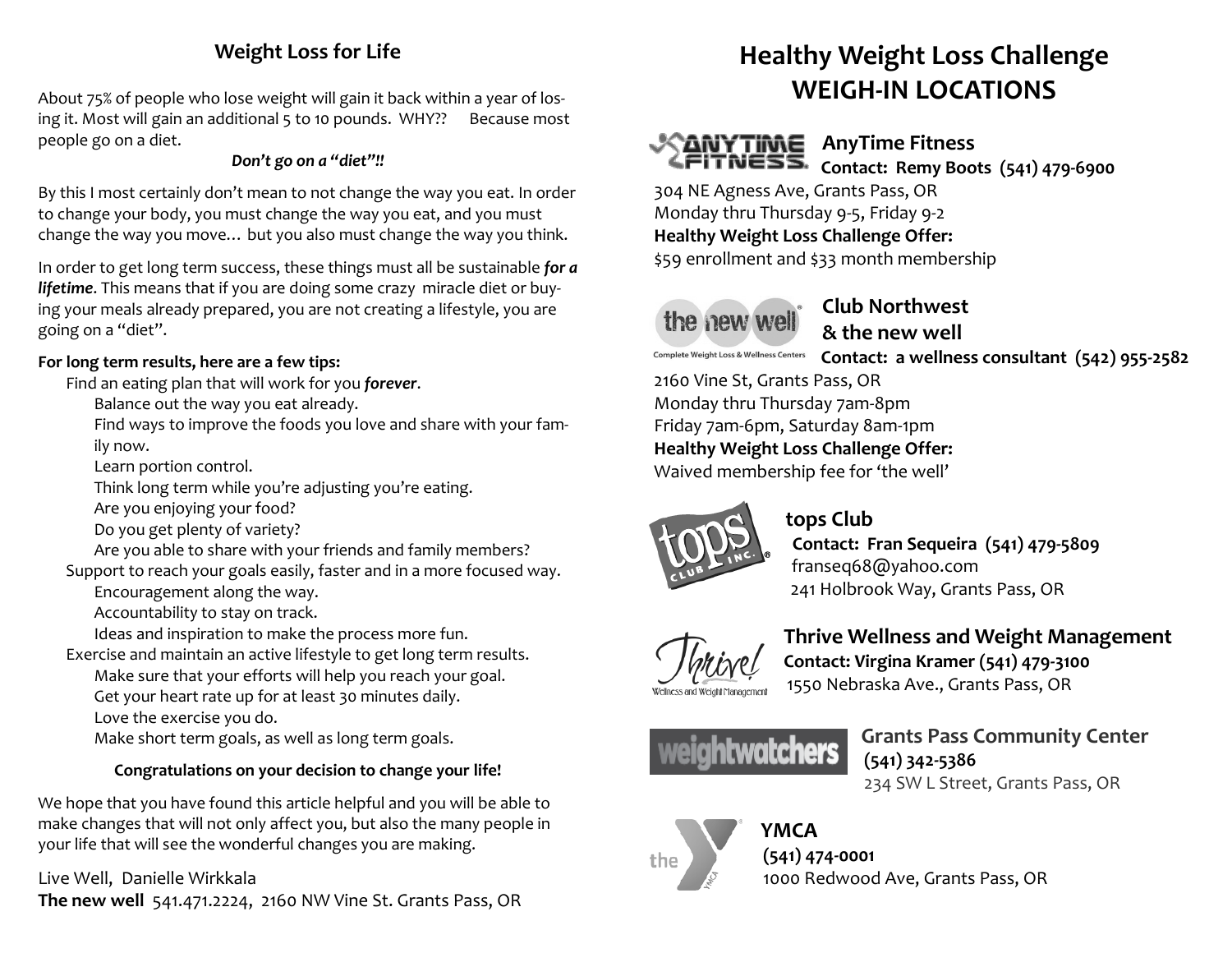## Weight Loss for Life

About 75% of people who lose weight will gain it back within a year of losing it. Most will gain an additional 5 to 10 pounds. WHY?? Because most people go on a diet.

***Don't go on a "diet"!!***

By this I most certainly don't mean to not change the way you eat. In order to change your body, you must change the way you eat, and you must change the way you move… but you also must change the way you think.

In order to get long term success, these things must all be sustainable ***for a lifetime***. This means that if you are doing some crazy miracle diet or buying your meals already prepared, you are not creating a lifestyle, you are going on a "diet".

**For long term results, here are a few tips:**

- Find an eating plan that will work for you ***forever***.
  - Balance out the way you eat already.
  - Find ways to improve the foods you love and share with your family now.
  - Learn portion control.
  - Think long term while you're adjusting you're eating.
  - Are you enjoying your food?
  - Do you get plenty of variety?
  - Are you able to share with your friends and family members?
- Support to reach your goals easily, faster and in a more focused way.
  - Encouragement along the way.
  - Accountability to stay on track.
  - Ideas and inspiration to make the process more fun.
- Exercise and maintain an active lifestyle to get long term results.
  - Make sure that your efforts will help you reach your goal.
  - Get your heart rate up for at least 30 minutes daily.
  - Love the exercise you do.
  - Make short term goals, as well as long term goals.

**Congratulations on your decision to change your life!**

We hope that you have found this article helpful and you will be able to make changes that will not only affect you, but also the many people in your life that will see the wonderful changes you are making.

Live Well, Danielle Wirkkala
**The new well** 541.471.2224, 2160 NW Vine St. Grants Pass, OR

# Healthy Weight Loss Challenge WEIGH-IN LOCATIONS

### AnyTime Fitness

**Contact: Remy Boots (541) 479-6900**
304 NE Agness Ave, Grants Pass, OR
Monday thru Thursday 9-5, Friday 9-2
**Healthy Weight Loss Challenge Offer:**
$59 enrollment and $33 month membership

### Club Northwest & the new well

**Contact: a wellness consultant (542) 955-2582**
2160 Vine St, Grants Pass, OR
Monday thru Thursday 7am-8pm
Friday 7am-6pm, Saturday 8am-1pm
**Healthy Weight Loss Challenge Offer:**
Waived membership fee for 'the well'

### tops Club

**Contact: Fran Sequeira (541) 479-5809**
franseq68@yahoo.com
241 Holbrook Way, Grants Pass, OR

### Thrive Wellness and Weight Management

**Contact: Virgina Kramer (541) 479-3100**
1550 Nebraska Ave., Grants Pass, OR

### Grants Pass Community Center

**(541) 342-5386**
234 SW L Street, Grants Pass, OR

### YMCA

**(541) 474-0001**
1000 Redwood Ave, Grants Pass, OR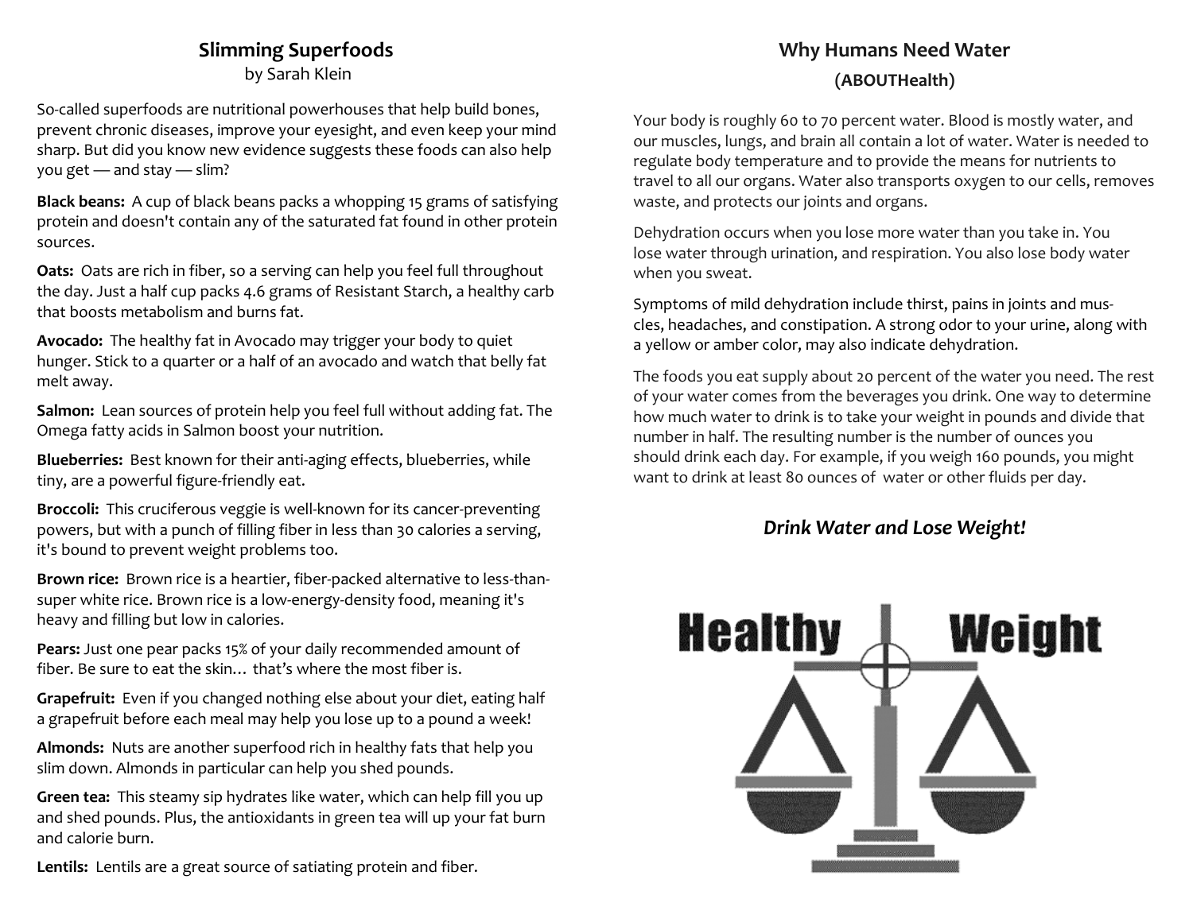## Slimming Superfoods

by Sarah Klein

So-called superfoods are nutritional powerhouses that help build bones, prevent chronic diseases, improve your eyesight, and even keep your mind sharp. But did you know new evidence suggests these foods can also help you get — and stay — slim?

**Black beans:** A cup of black beans packs a whopping 15 grams of satisfying protein and doesn't contain any of the saturated fat found in other protein sources.

**Oats:** Oats are rich in fiber, so a serving can help you feel full throughout the day. Just a half cup packs 4.6 grams of Resistant Starch, a healthy carb that boosts metabolism and burns fat.

**Avocado:** The healthy fat in Avocado may trigger your body to quiet hunger. Stick to a quarter or a half of an avocado and watch that belly fat melt away.

**Salmon:** Lean sources of protein help you feel full without adding fat. The Omega fatty acids in Salmon boost your nutrition.

**Blueberries:** Best known for their anti-aging effects, blueberries, while tiny, are a powerful figure-friendly eat.

**Broccoli:** This cruciferous veggie is well-known for its cancer-preventing powers, but with a punch of filling fiber in less than 30 calories a serving, it's bound to prevent weight problems too.

**Brown rice:** Brown rice is a heartier, fiber-packed alternative to less-than-super white rice. Brown rice is a low-energy-density food, meaning it's heavy and filling but low in calories.

**Pears:** Just one pear packs 15% of your daily recommended amount of fiber. Be sure to eat the skin… that's where the most fiber is.

**Grapefruit:** Even if you changed nothing else about your diet, eating half a grapefruit before each meal may help you lose up to a pound a week!

**Almonds:** Nuts are another superfood rich in healthy fats that help you slim down. Almonds in particular can help you shed pounds.

**Green tea:** This steamy sip hydrates like water, which can help fill you up and shed pounds. Plus, the antioxidants in green tea will up your fat burn and calorie burn.

**Lentils:** Lentils are a great source of satiating protein and fiber.

## Why Humans Need Water

**(ABOUTHealth)**

Your body is roughly 60 to 70 percent water. Blood is mostly water, and our muscles, lungs, and brain all contain a lot of water. Water is needed to regulate body temperature and to provide the means for nutrients to travel to all our organs. Water also transports oxygen to our cells, removes waste, and protects our joints and organs.

Dehydration occurs when you lose more water than you take in. You lose water through urination, and respiration. You also lose body water when you sweat.

Symptoms of mild dehydration include thirst, pains in joints and muscles, headaches, and constipation. A strong odor to your urine, along with a yellow or amber color, may also indicate dehydration.

The foods you eat supply about 20 percent of the water you need. The rest of your water comes from the beverages you drink. One way to determine how much water to drink is to take your weight in pounds and divide that number in half. The resulting number is the number of ounces you should drink each day. For example, if you weigh 160 pounds, you might want to drink at least 80 ounces of water or other fluids per day.

### *Drink Water and Lose Weight!*

Healthy Weight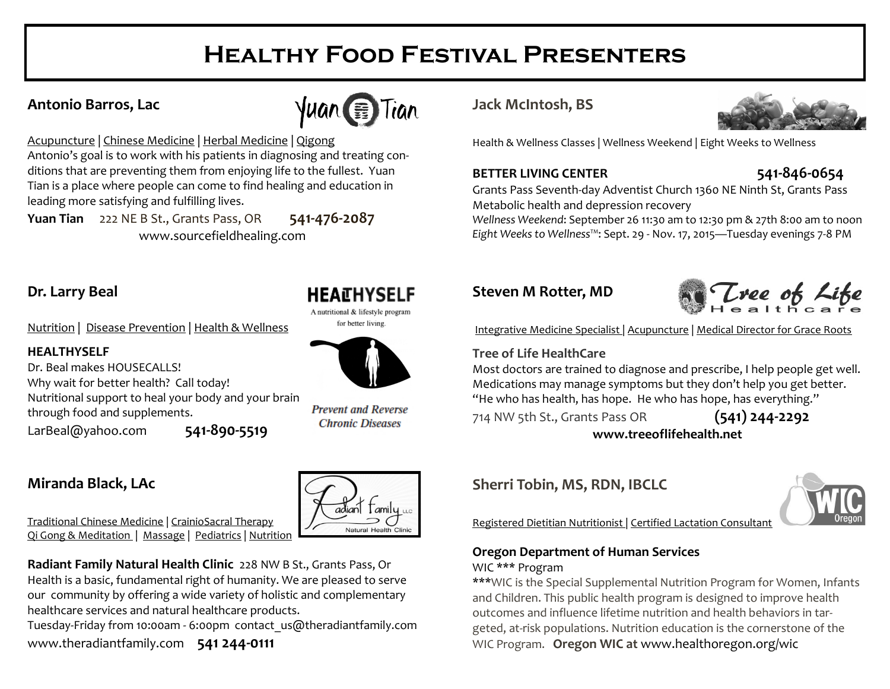# Healthy Food Festival Presenters

## Antonio Barros, Lac

Yuan Tian

Acupuncture | Chinese Medicine | Herbal Medicine | Qigong

Antonio's goal is to work with his patients in diagnosing and treating conditions that are preventing them from enjoying life to the fullest. Yuan Tian is a place where people can come to find healing and education in leading more satisfying and fulfilling lives.

**Yuan Tian** 222 NE B St., Grants Pass, OR **541-476-2087**

www.sourcefieldhealing.com

## Dr. Larry Beal

HEALTHYSELF

A nutritional & lifestyle program for better living.

*Prevent and Reverse Chronic Diseases*

Nutrition | Disease Prevention | Health & Wellness

**HEALTHYSELF**

Dr. Beal makes HOUSECALLS!

Why wait for better health? Call today!

Nutritional support to heal your body and your brain through food and supplements.

LarBeal@yahoo.com **541-890-5519**

## Miranda Black, LAc

Radiant Family LLC Natural Health Clinic

Traditional Chinese Medicine | CrainioSacral Therapy
Qi Gong & Meditation | Massage | Pediatrics | Nutrition

**Radiant Family Natural Health Clinic** 228 NW B St., Grants Pass, Or

Health is a basic, fundamental right of humanity. We are pleased to serve our community by offering a wide variety of holistic and complementary healthcare services and natural healthcare products.

Tuesday-Friday from 10:00am - 6:00pm contact_us@theradiantfamily.com

www.theradiantfamily.com **541 244-0111**

## Jack McIntosh, BS

Health & Wellness Classes | Wellness Weekend | Eight Weeks to Wellness

**BETTER LIVING CENTER** **541-846-0654**

Grants Pass Seventh-day Adventist Church 1360 NE Ninth St, Grants Pass

Metabolic health and depression recovery

*Wellness Weekend*: September 26 11:30 am to 12:30 pm & 27th 8:00 am to noon

*Eight Weeks to Wellness*™: Sept. 29 - Nov. 17, 2015—Tuesday evenings 7-8 PM

## Steven M Rotter, MD

Tree of Life Healthcare

Integrative Medicine Specialist | Acupuncture | Medical Director for Grace Roots

**Tree of Life HealthCare**

Most doctors are trained to diagnose and prescribe, I help people get well. Medications may manage symptoms but they don't help you get better. "He who has health, has hope. He who has hope, has everything."

714 NW 5th St., Grants Pass OR **(541) 244-2292**

**www.treeoflifehealth.net**

## Sherri Tobin, MS, RDN, IBCLC

WIC Oregon

Registered Dietitian Nutritionist | Certified Lactation Consultant

**Oregon Department of Human Services**

WIC *** Program

***WIC is the Special Supplemental Nutrition Program for Women, Infants and Children. This public health program is designed to improve health outcomes and influence lifetime nutrition and health behaviors in targeted, at-risk populations. Nutrition education is the cornerstone of the WIC Program. **Oregon WIC at** www.healthoregon.org/wic